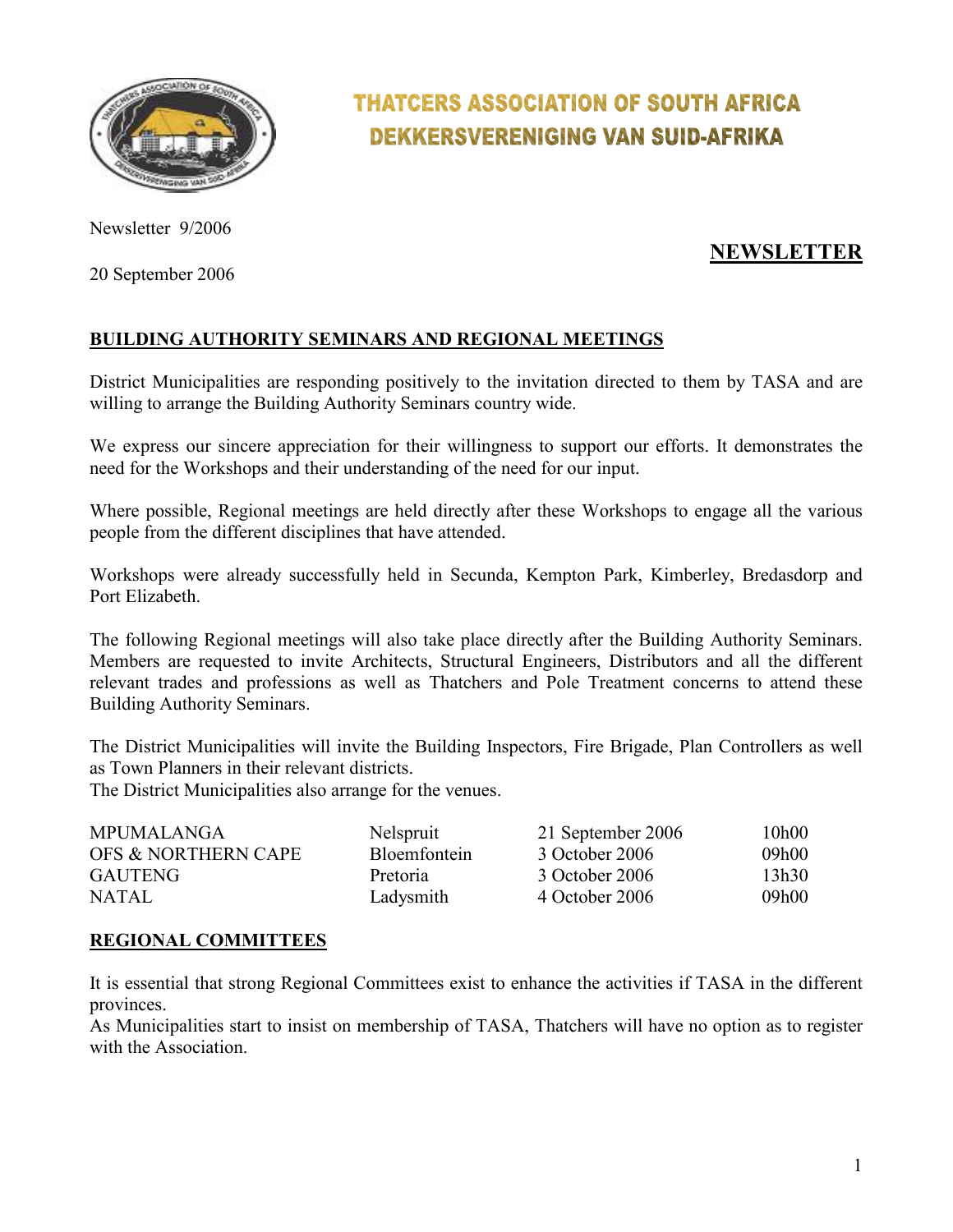# THATCERS ASSOCIATION OF SOUTH AFRICA
# DEKKERSVERENIGING VAN SUID-AFRIKA

Newsletter 9/2006

20 September 2006

## NEWSLETTER

### BUILDING AUTHORITY SEMINARS AND REGIONAL MEETINGS

District Municipalities are responding positively to the invitation directed to them by TASA and are willing to arrange the Building Authority Seminars country wide.

We express our sincere appreciation for their willingness to support our efforts. It demonstrates the need for the Workshops and their understanding of the need for our input.

Where possible, Regional meetings are held directly after these Workshops to engage all the various people from the different disciplines that have attended.

Workshops were already successfully held in Secunda, Kempton Park, Kimberley, Bredasdorp and Port Elizabeth.

The following Regional meetings will also take place directly after the Building Authority Seminars. Members are requested to invite Architects, Structural Engineers, Distributors and all the different relevant trades and professions as well as Thatchers and Pole Treatment concerns to attend these Building Authority Seminars.

The District Municipalities will invite the Building Inspectors, Fire Brigade, Plan Controllers as well as Town Planners in their relevant districts.
The District Municipalities also arrange for the venues.

| | | | |
|---|---|---|---|
| MPUMALANGA | Nelspruit | 21 September 2006 | 10h00 |
| OFS & NORTHERN CAPE | Bloemfontein | 3 October 2006 | 09h00 |
| GAUTENG | Pretoria | 3 October 2006 | 13h30 |
| NATAL | Ladysmith | 4 October 2006 | 09h00 |

### REGIONAL COMMITTEES

It is essential that strong Regional Committees exist to enhance the activities if TASA in the different provinces.
As Municipalities start to insist on membership of TASA, Thatchers will have no option as to register with the Association.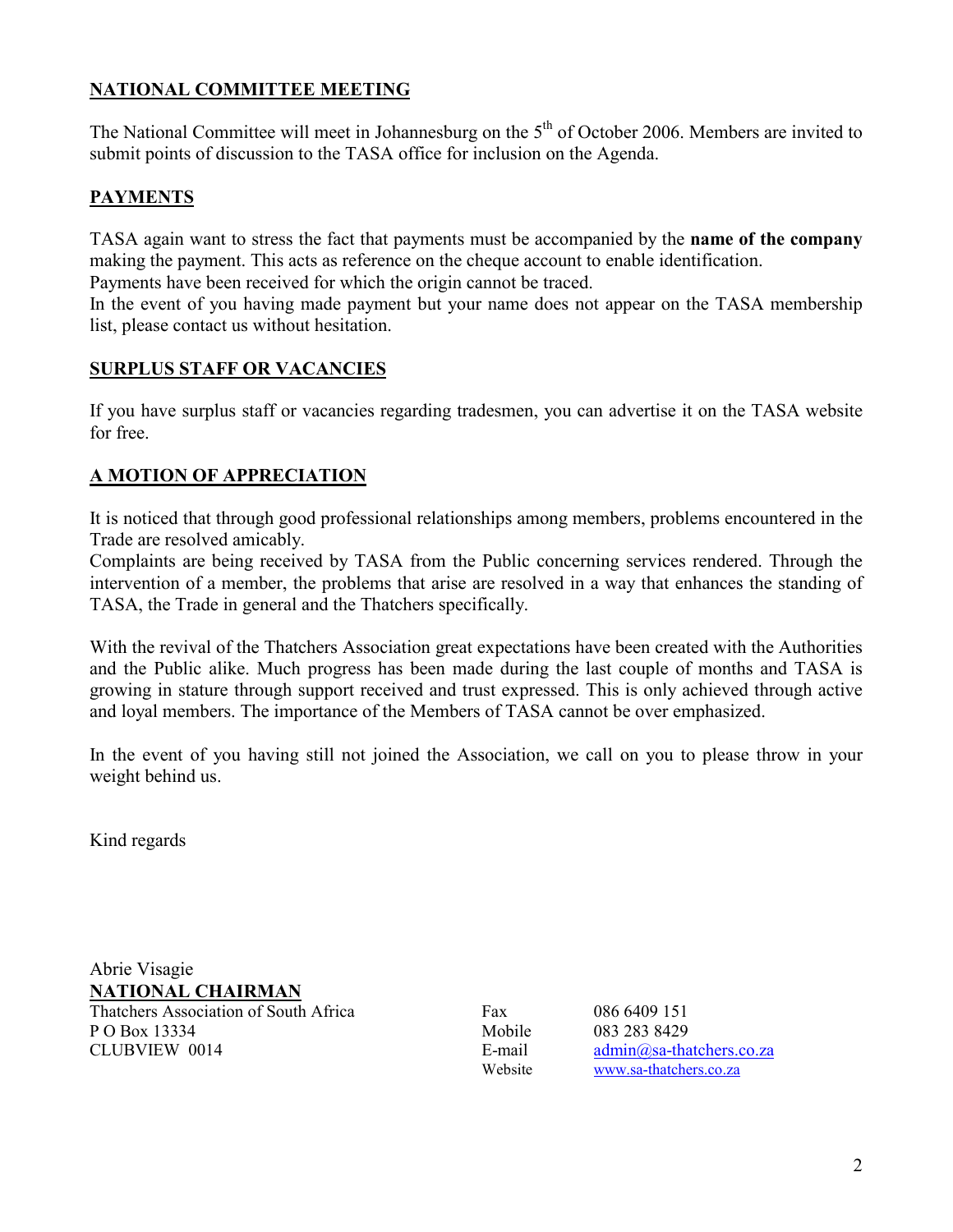## NATIONAL COMMITTEE MEETING

The National Committee will meet in Johannesburg on the 5th of October 2006. Members are invited to submit points of discussion to the TASA office for inclusion on the Agenda.

## PAYMENTS

TASA again want to stress the fact that payments must be accompanied by the **name of the company** making the payment. This acts as reference on the cheque account to enable identification.
Payments have been received for which the origin cannot be traced.
In the event of you having made payment but your name does not appear on the TASA membership list, please contact us without hesitation.

## SURPLUS STAFF OR VACANCIES

If you have surplus staff or vacancies regarding tradesmen, you can advertise it on the TASA website for free.

## A MOTION OF APPRECIATION

It is noticed that through good professional relationships among members, problems encountered in the Trade are resolved amicably.
Complaints are being received by TASA from the Public concerning services rendered. Through the intervention of a member, the problems that arise are resolved in a way that enhances the standing of TASA, the Trade in general and the Thatchers specifically.

With the revival of the Thatchers Association great expectations have been created with the Authorities and the Public alike. Much progress has been made during the last couple of months and TASA is growing in stature through support received and trust expressed. This is only achieved through active and loyal members. The importance of the Members of TASA cannot be over emphasized.

In the event of you having still not joined the Association, we call on you to please throw in your weight behind us.

Kind regards

Abrie Visagie
**NATIONAL CHAIRMAN**
Thatchers Association of South Africa
P O Box 13334
CLUBVIEW 0014

Fax 086 6409 151
Mobile 083 283 8429
E-mail admin@sa-thatchers.co.za
Website www.sa-thatchers.co.za